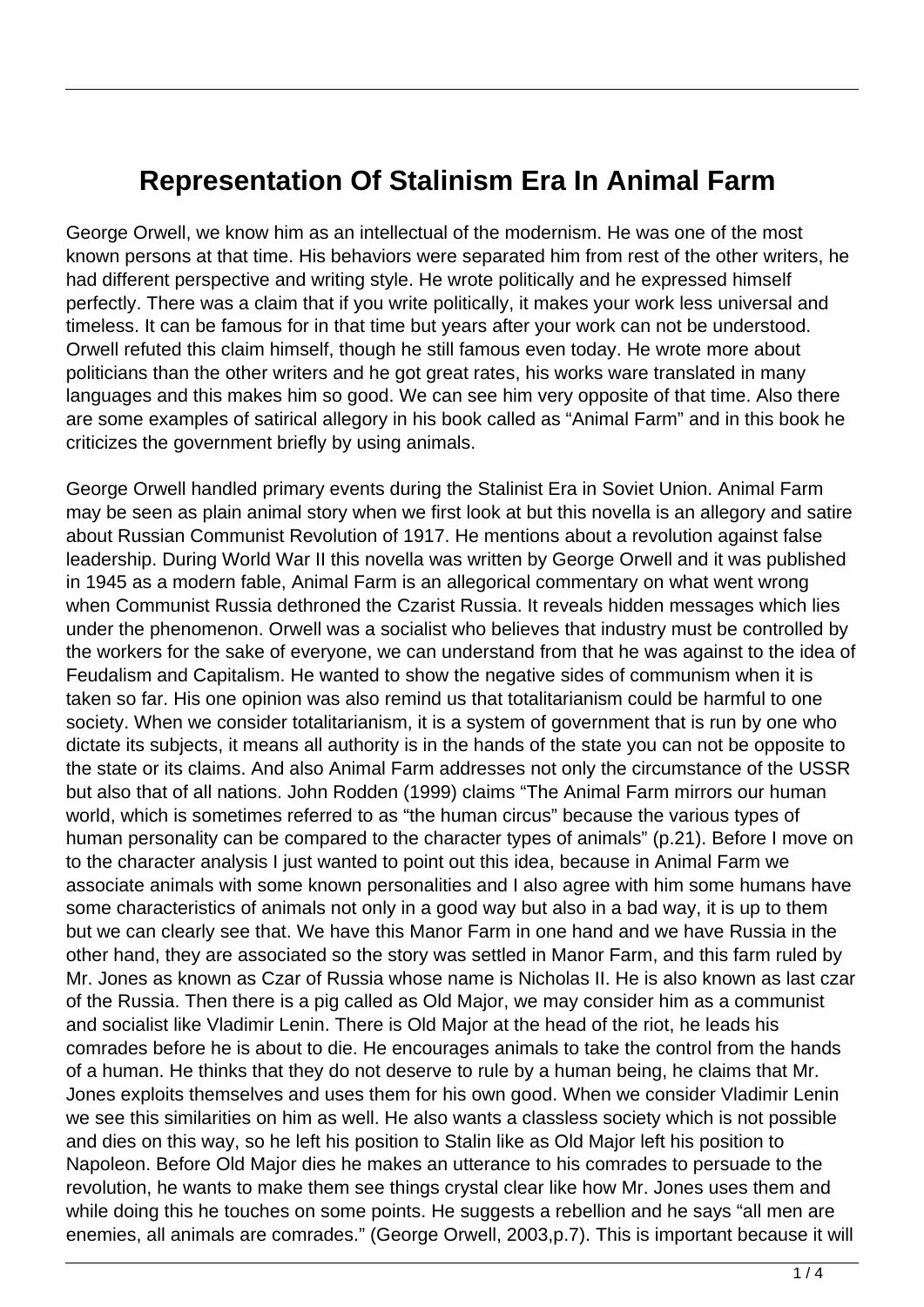# Representation Of Stalinism Era In Animal Farm

George Orwell, we know him as an intellectual of the modernism. He was one of the most known persons at that time. His behaviors were separated him from rest of the other writers, he had different perspective and writing style. He wrote politically and he expressed himself perfectly. There was a claim that if you write politically, it makes your work less universal and timeless. It can be famous for in that time but years after your work can not be understood. Orwell refuted this claim himself, though he still famous even today. He wrote more about politicians than the other writers and he got great rates, his works ware translated in many languages and this makes him so good. We can see him very opposite of that time. Also there are some examples of satirical allegory in his book called as "Animal Farm" and in this book he criticizes the government briefly by using animals.

George Orwell handled primary events during the Stalinist Era in Soviet Union. Animal Farm may be seen as plain animal story when we first look at but this novella is an allegory and satire about Russian Communist Revolution of 1917. He mentions about a revolution against false leadership. During World War II this novella was written by George Orwell and it was published in 1945 as a modern fable, Animal Farm is an allegorical commentary on what went wrong when Communist Russia dethroned the Czarist Russia. It reveals hidden messages which lies under the phenomenon. Orwell was a socialist who believes that industry must be controlled by the workers for the sake of everyone, we can understand from that he was against to the idea of Feudalism and Capitalism. He wanted to show the negative sides of communism when it is taken so far. His one opinion was also remind us that totalitarianism could be harmful to one society. When we consider totalitarianism, it is a system of government that is run by one who dictate its subjects, it means all authority is in the hands of the state you can not be opposite to the state or its claims. And also Animal Farm addresses not only the circumstance of the USSR but also that of all nations. John Rodden (1999) claims "The Animal Farm mirrors our human world, which is sometimes referred to as "the human circus" because the various types of human personality can be compared to the character types of animals" (p.21). Before I move on to the character analysis I just wanted to point out this idea, because in Animal Farm we associate animals with some known personalities and I also agree with him some humans have some characteristics of animals not only in a good way but also in a bad way, it is up to them but we can clearly see that. We have this Manor Farm in one hand and we have Russia in the other hand, they are associated so the story was settled in Manor Farm, and this farm ruled by Mr. Jones as known as Czar of Russia whose name is Nicholas II. He is also known as last czar of the Russia. Then there is a pig called as Old Major, we may consider him as a communist and socialist like Vladimir Lenin. There is Old Major at the head of the riot, he leads his comrades before he is about to die. He encourages animals to take the control from the hands of a human. He thinks that they do not deserve to rule by a human being, he claims that Mr. Jones exploits themselves and uses them for his own good. When we consider Vladimir Lenin we see this similarities on him as well. He also wants a classless society which is not possible and dies on this way, so he left his position to Stalin like as Old Major left his position to Napoleon. Before Old Major dies he makes an utterance to his comrades to persuade to the revolution, he wants to make them see things crystal clear like how Mr. Jones uses them and while doing this he touches on some points. He suggests a rebellion and he says "all men are enemies, all animals are comrades." (George Orwell, 2003,p.7). This is important because it will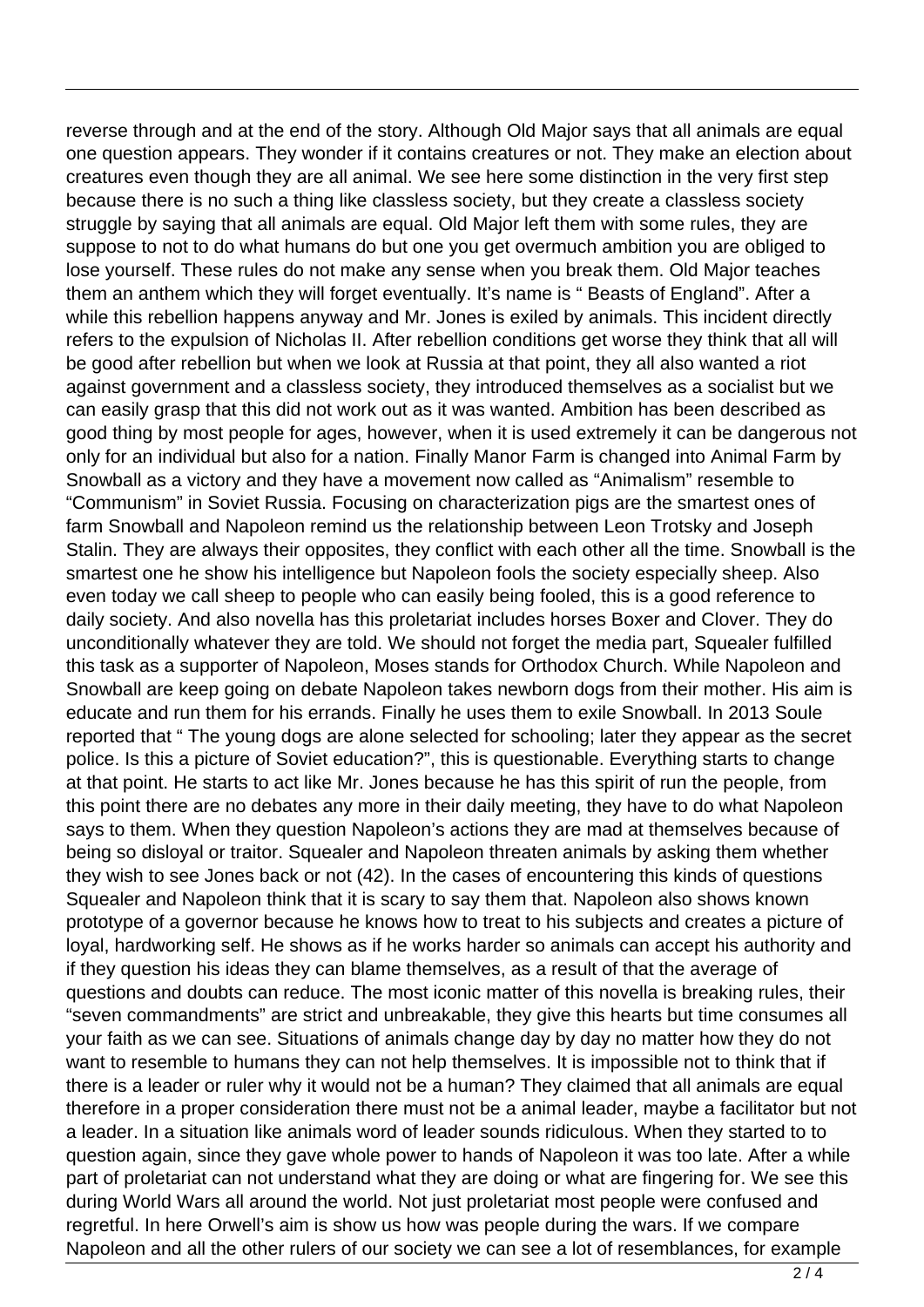reverse through and at the end of the story. Although Old Major says that all animals are equal one question appears. They wonder if it contains creatures or not. They make an election about creatures even though they are all animal. We see here some distinction in the very first step because there is no such a thing like classless society, but they create a classless society struggle by saying that all animals are equal. Old Major left them with some rules, they are suppose to not to do what humans do but one you get overmuch ambition you are obliged to lose yourself. These rules do not make any sense when you break them. Old Major teaches them an anthem which they will forget eventually. It's name is " Beasts of England". After a while this rebellion happens anyway and Mr. Jones is exiled by animals. This incident directly refers to the expulsion of Nicholas II. After rebellion conditions get worse they think that all will be good after rebellion but when we look at Russia at that point, they all also wanted a riot against government and a classless society, they introduced themselves as a socialist but we can easily grasp that this did not work out as it was wanted. Ambition has been described as good thing by most people for ages, however, when it is used extremely it can be dangerous not only for an individual but also for a nation. Finally Manor Farm is changed into Animal Farm by Snowball as a victory and they have a movement now called as "Animalism" resemble to "Communism" in Soviet Russia. Focusing on characterization pigs are the smartest ones of farm Snowball and Napoleon remind us the relationship between Leon Trotsky and Joseph Stalin. They are always their opposites, they conflict with each other all the time. Snowball is the smartest one he show his intelligence but Napoleon fools the society especially sheep. Also even today we call sheep to people who can easily being fooled, this is a good reference to daily society. And also novella has this proletariat includes horses Boxer and Clover. They do unconditionally whatever they are told. We should not forget the media part, Squealer fulfilled this task as a supporter of Napoleon, Moses stands for Orthodox Church. While Napoleon and Snowball are keep going on debate Napoleon takes newborn dogs from their mother. His aim is educate and run them for his errands. Finally he uses them to exile Snowball. In 2013 Soule reported that " The young dogs are alone selected for schooling; later they appear as the secret police. Is this a picture of Soviet education?", this is questionable. Everything starts to change at that point. He starts to act like Mr. Jones because he has this spirit of run the people, from this point there are no debates any more in their daily meeting, they have to do what Napoleon says to them. When they question Napoleon's actions they are mad at themselves because of being so disloyal or traitor. Squealer and Napoleon threaten animals by asking them whether they wish to see Jones back or not (42). In the cases of encountering this kinds of questions Squealer and Napoleon think that it is scary to say them that. Napoleon also shows known prototype of a governor because he knows how to treat to his subjects and creates a picture of loyal, hardworking self. He shows as if he works harder so animals can accept his authority and if they question his ideas they can blame themselves, as a result of that the average of questions and doubts can reduce. The most iconic matter of this novella is breaking rules, their "seven commandments" are strict and unbreakable, they give this hearts but time consumes all your faith as we can see. Situations of animals change day by day no matter how they do not want to resemble to humans they can not help themselves. It is impossible not to think that if there is a leader or ruler why it would not be a human? They claimed that all animals are equal therefore in a proper consideration there must not be a animal leader, maybe a facilitator but not a leader. In a situation like animals word of leader sounds ridiculous. When they started to to question again, since they gave whole power to hands of Napoleon it was too late. After a while part of proletariat can not understand what they are doing or what are fingering for. We see this during World Wars all around the world. Not just proletariat most people were confused and regretful. In here Orwell's aim is show us how was people during the wars. If we compare Napoleon and all the other rulers of our society we can see a lot of resemblances, for example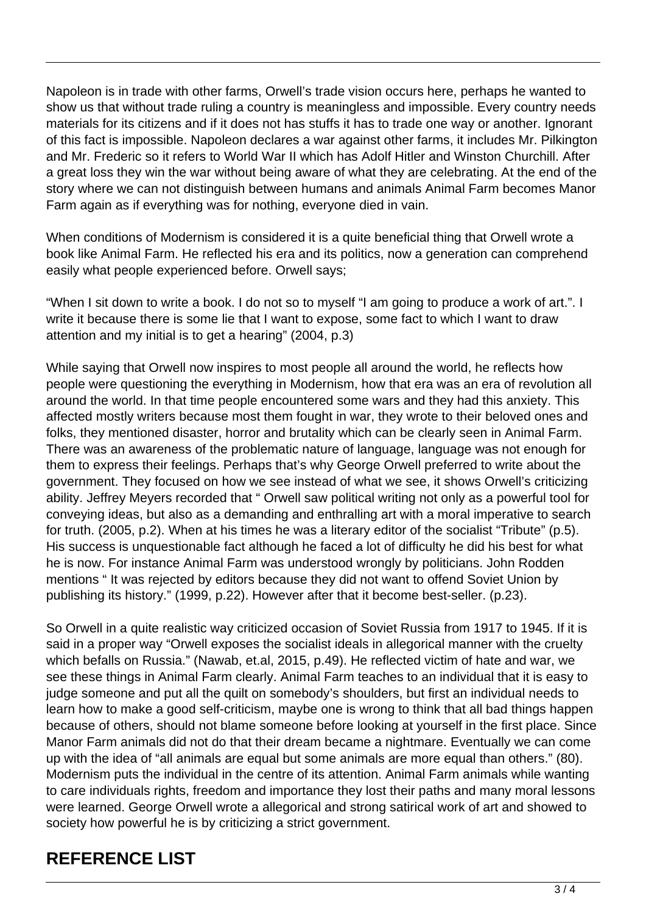Napoleon is in trade with other farms, Orwell's trade vision occurs here, perhaps he wanted to show us that without trade ruling a country is meaningless and impossible. Every country needs materials for its citizens and if it does not has stuffs it has to trade one way or another. Ignorant of this fact is impossible. Napoleon declares a war against other farms, it includes Mr. Pilkington and Mr. Frederic so it refers to World War II which has Adolf Hitler and Winston Churchill. After a great loss they win the war without being aware of what they are celebrating. At the end of the story where we can not distinguish between humans and animals Animal Farm becomes Manor Farm again as if everything was for nothing, everyone died in vain.

When conditions of Modernism is considered it is a quite beneficial thing that Orwell wrote a book like Animal Farm. He reflected his era and its politics, now a generation can comprehend easily what people experienced before. Orwell says;

"When I sit down to write a book. I do not so to myself "I am going to produce a work of art.". I write it because there is some lie that I want to expose, some fact to which I want to draw attention and my initial is to get a hearing" (2004, p.3)

While saying that Orwell now inspires to most people all around the world, he reflects how people were questioning the everything in Modernism, how that era was an era of revolution all around the world. In that time people encountered some wars and they had this anxiety. This affected mostly writers because most them fought in war, they wrote to their beloved ones and folks, they mentioned disaster, horror and brutality which can be clearly seen in Animal Farm. There was an awareness of the problematic nature of language, language was not enough for them to express their feelings. Perhaps that's why George Orwell preferred to write about the government. They focused on how we see instead of what we see, it shows Orwell's criticizing ability. Jeffrey Meyers recorded that " Orwell saw political writing not only as a powerful tool for conveying ideas, but also as a demanding and enthralling art with a moral imperative to search for truth. (2005, p.2). When at his times he was a literary editor of the socialist "Tribute" (p.5). His success is unquestionable fact although he faced a lot of difficulty he did his best for what he is now. For instance Animal Farm was understood wrongly by politicians. John Rodden mentions " It was rejected by editors because they did not want to offend Soviet Union by publishing its history." (1999, p.22). However after that it become best-seller. (p.23).

So Orwell in a quite realistic way criticized occasion of Soviet Russia from 1917 to 1945. If it is said in a proper way "Orwell exposes the socialist ideals in allegorical manner with the cruelty which befalls on Russia." (Nawab, et.al, 2015, p.49). He reflected victim of hate and war, we see these things in Animal Farm clearly. Animal Farm teaches to an individual that it is easy to judge someone and put all the quilt on somebody's shoulders, but first an individual needs to learn how to make a good self-criticism, maybe one is wrong to think that all bad things happen because of others, should not blame someone before looking at yourself in the first place. Since Manor Farm animals did not do that their dream became a nightmare. Eventually we can come up with the idea of "all animals are equal but some animals are more equal than others." (80). Modernism puts the individual in the centre of its attention. Animal Farm animals while wanting to care individuals rights, freedom and importance they lost their paths and many moral lessons were learned. George Orwell wrote a allegorical and strong satirical work of art and showed to society how powerful he is by criticizing a strict government.

## REFERENCE LIST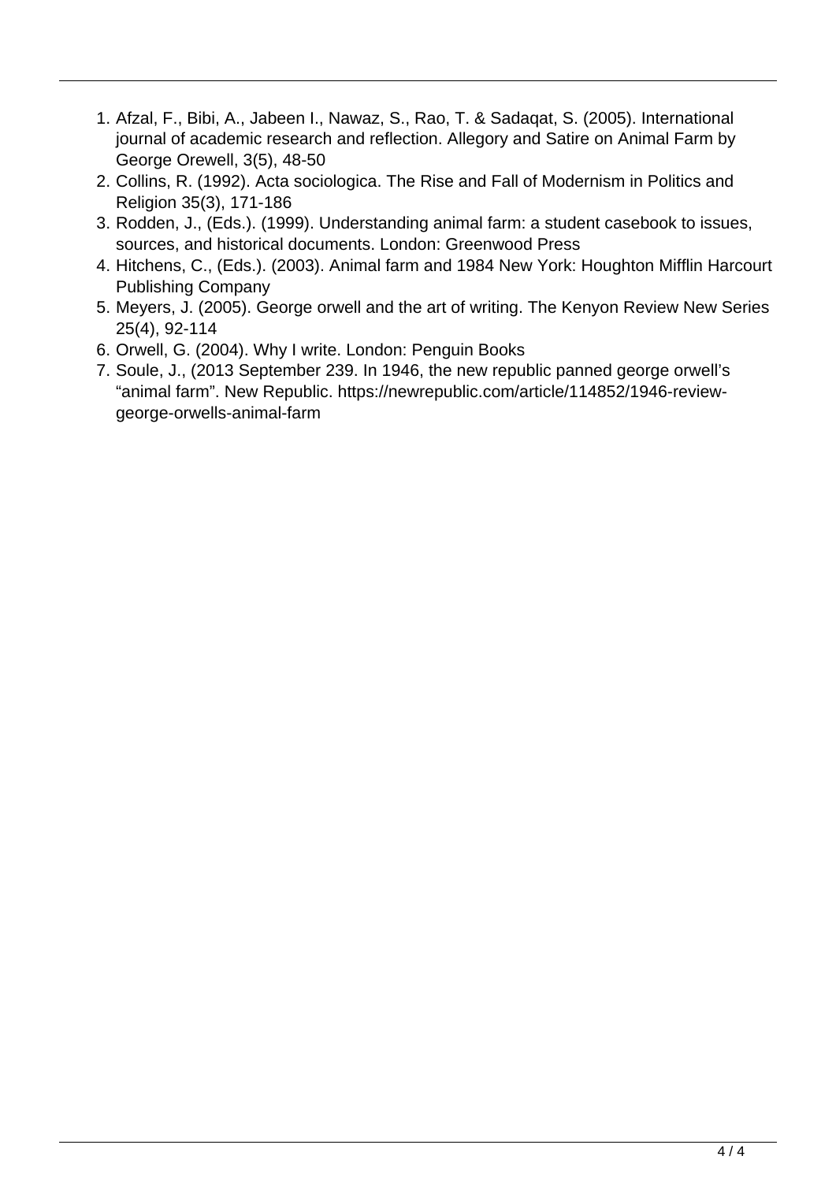1. Afzal, F., Bibi, A., Jabeen I., Nawaz, S., Rao, T. & Sadaqat, S. (2005). International journal of academic research and reflection. Allegory and Satire on Animal Farm by George Orewell, 3(5), 48-50
2. Collins, R. (1992). Acta sociologica. The Rise and Fall of Modernism in Politics and Religion 35(3), 171-186
3. Rodden, J., (Eds.). (1999). Understanding animal farm: a student casebook to issues, sources, and historical documents. London: Greenwood Press
4. Hitchens, C., (Eds.). (2003). Animal farm and 1984 New York: Houghton Mifflin Harcourt Publishing Company
5. Meyers, J. (2005). George orwell and the art of writing. The Kenyon Review New Series 25(4), 92-114
6. Orwell, G. (2004). Why I write. London: Penguin Books
7. Soule, J., (2013 September 239. In 1946, the new republic panned george orwell's "animal farm". New Republic. https://newrepublic.com/article/114852/1946-review-george-orwells-animal-farm